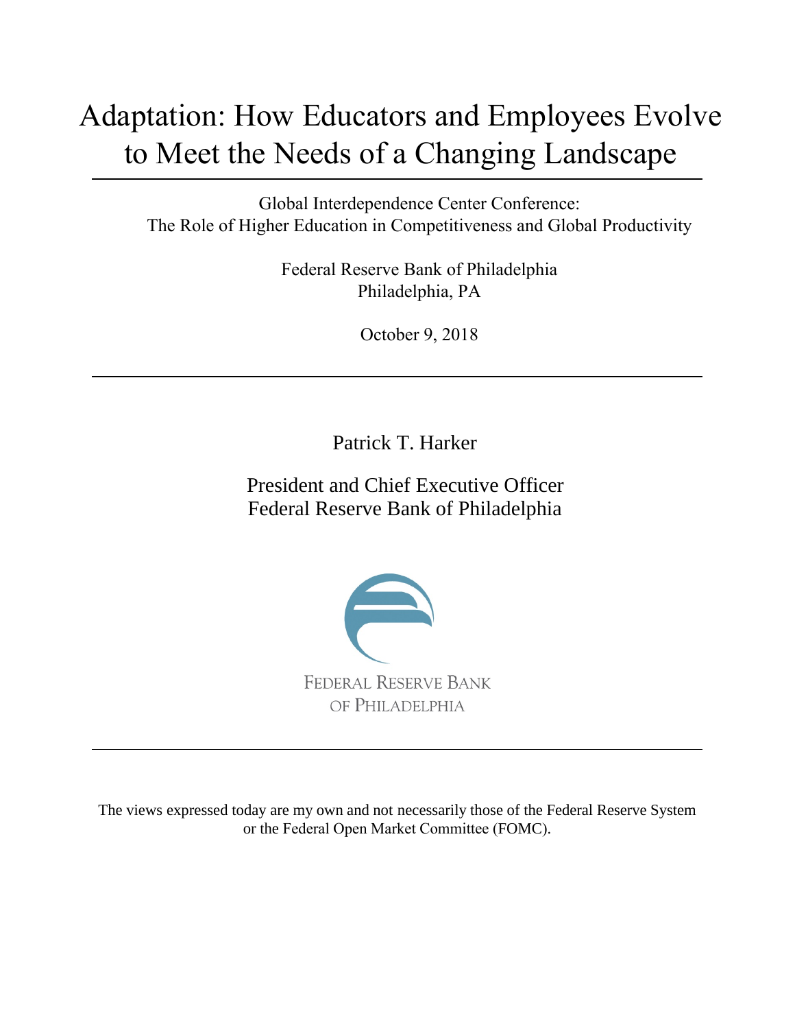# Adaptation: How Educators and Employees Evolve to Meet the Needs of a Changing Landscape

Global Interdependence Center Conference:
The Role of Higher Education in Competitiveness and Global Productivity

Federal Reserve Bank of Philadelphia
Philadelphia, PA

October 9, 2018

Patrick T. Harker

President and Chief Executive Officer
Federal Reserve Bank of Philadelphia

FEDERAL RESERVE BANK
OF PHILADELPHIA

The views expressed today are my own and not necessarily those of the Federal Reserve System or the Federal Open Market Committee (FOMC).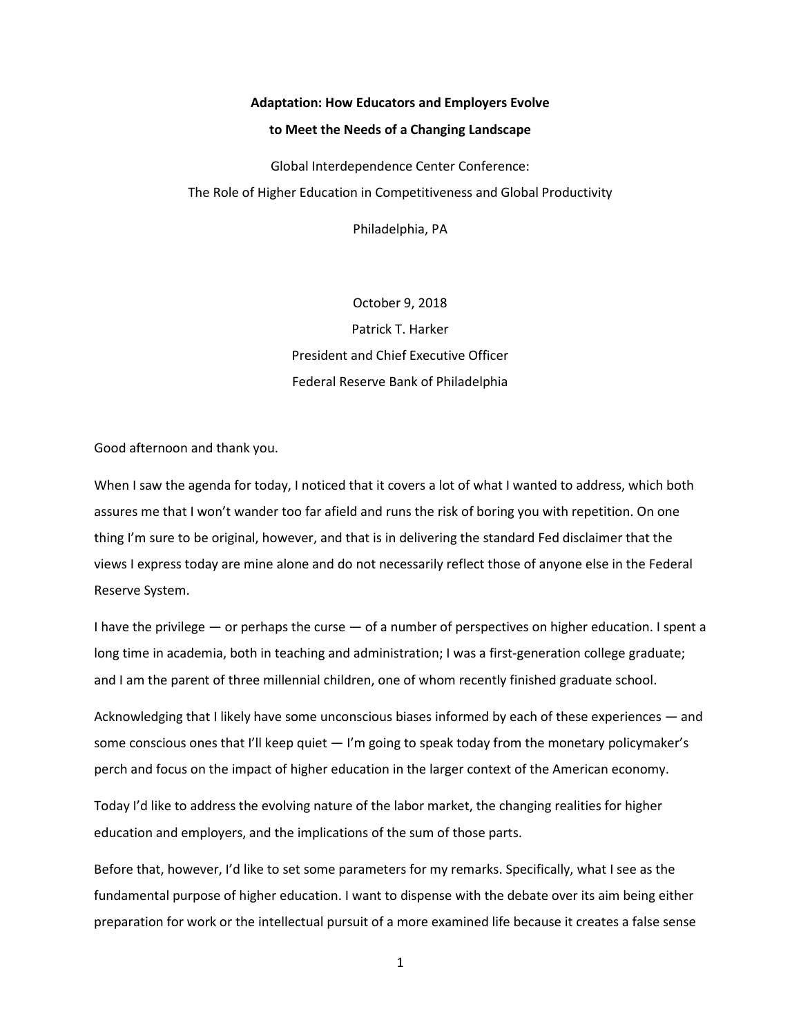**Adaptation: How Educators and Employers Evolve to Meet the Needs of a Changing Landscape**

Global Interdependence Center Conference:
The Role of Higher Education in Competitiveness and Global Productivity

Philadelphia, PA

October 9, 2018
Patrick T. Harker
President and Chief Executive Officer
Federal Reserve Bank of Philadelphia

Good afternoon and thank you.

When I saw the agenda for today, I noticed that it covers a lot of what I wanted to address, which both assures me that I won't wander too far afield and runs the risk of boring you with repetition. On one thing I'm sure to be original, however, and that is in delivering the standard Fed disclaimer that the views I express today are mine alone and do not necessarily reflect those of anyone else in the Federal Reserve System.

I have the privilege — or perhaps the curse — of a number of perspectives on higher education. I spent a long time in academia, both in teaching and administration; I was a first-generation college graduate; and I am the parent of three millennial children, one of whom recently finished graduate school.

Acknowledging that I likely have some unconscious biases informed by each of these experiences — and some conscious ones that I'll keep quiet — I'm going to speak today from the monetary policymaker's perch and focus on the impact of higher education in the larger context of the American economy.

Today I'd like to address the evolving nature of the labor market, the changing realities for higher education and employers, and the implications of the sum of those parts.

Before that, however, I'd like to set some parameters for my remarks. Specifically, what I see as the fundamental purpose of higher education. I want to dispense with the debate over its aim being either preparation for work or the intellectual pursuit of a more examined life because it creates a false sense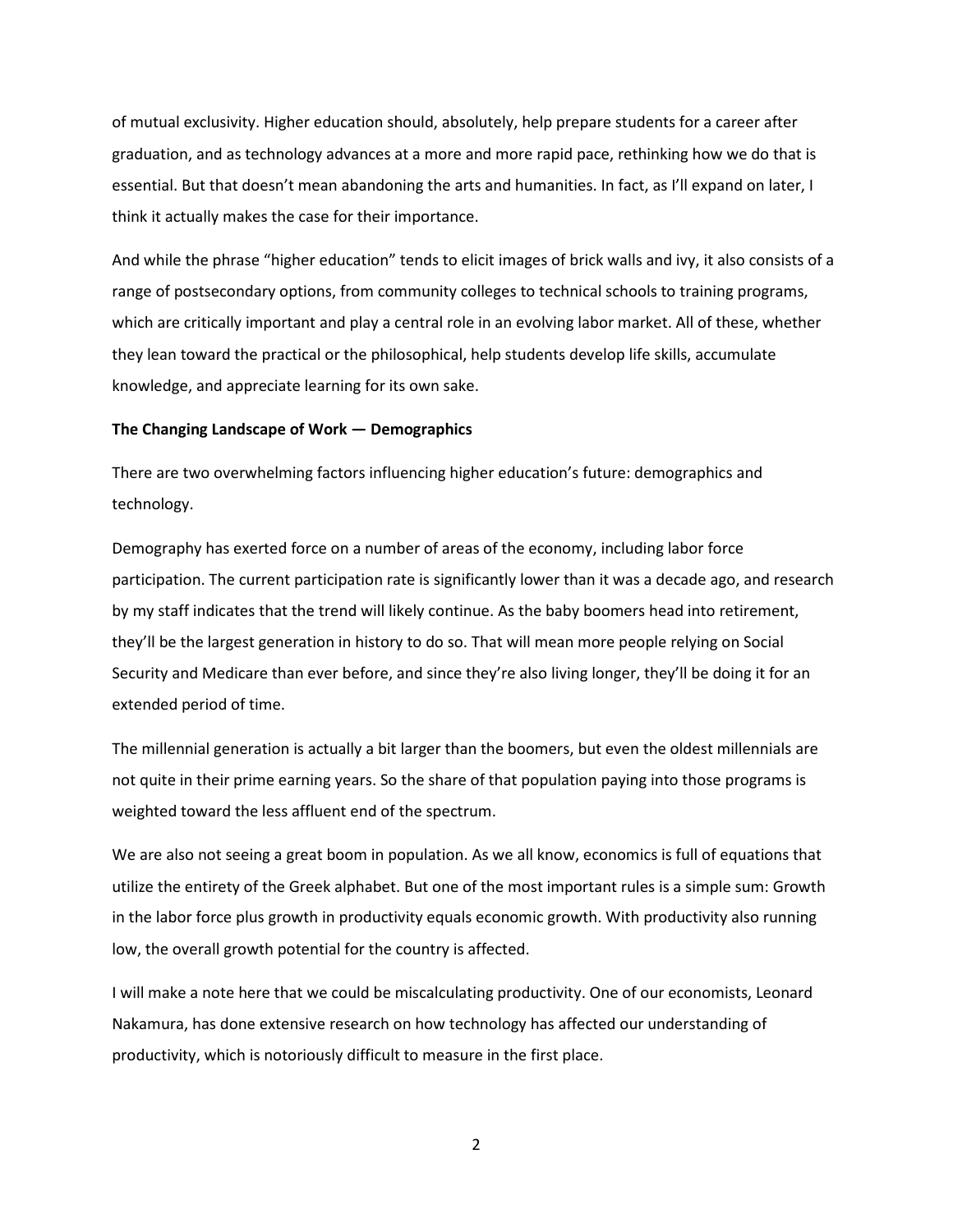of mutual exclusivity. Higher education should, absolutely, help prepare students for a career after graduation, and as technology advances at a more and more rapid pace, rethinking how we do that is essential. But that doesn't mean abandoning the arts and humanities. In fact, as I'll expand on later, I think it actually makes the case for their importance.

And while the phrase "higher education" tends to elicit images of brick walls and ivy, it also consists of a range of postsecondary options, from community colleges to technical schools to training programs, which are critically important and play a central role in an evolving labor market. All of these, whether they lean toward the practical or the philosophical, help students develop life skills, accumulate knowledge, and appreciate learning for its own sake.

**The Changing Landscape of Work — Demographics**

There are two overwhelming factors influencing higher education's future: demographics and technology.

Demography has exerted force on a number of areas of the economy, including labor force participation. The current participation rate is significantly lower than it was a decade ago, and research by my staff indicates that the trend will likely continue. As the baby boomers head into retirement, they'll be the largest generation in history to do so. That will mean more people relying on Social Security and Medicare than ever before, and since they're also living longer, they'll be doing it for an extended period of time.

The millennial generation is actually a bit larger than the boomers, but even the oldest millennials are not quite in their prime earning years. So the share of that population paying into those programs is weighted toward the less affluent end of the spectrum.

We are also not seeing a great boom in population. As we all know, economics is full of equations that utilize the entirety of the Greek alphabet. But one of the most important rules is a simple sum: Growth in the labor force plus growth in productivity equals economic growth. With productivity also running low, the overall growth potential for the country is affected.

I will make a note here that we could be miscalculating productivity. One of our economists, Leonard Nakamura, has done extensive research on how technology has affected our understanding of productivity, which is notoriously difficult to measure in the first place.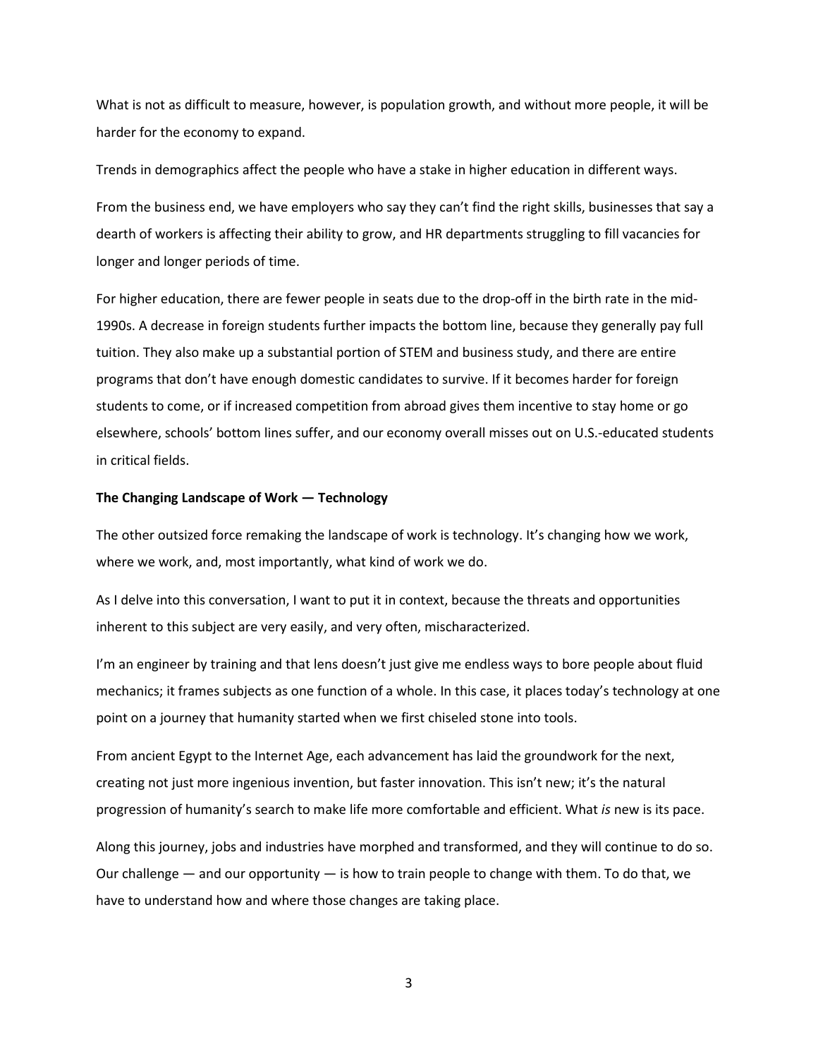What is not as difficult to measure, however, is population growth, and without more people, it will be harder for the economy to expand.

Trends in demographics affect the people who have a stake in higher education in different ways.

From the business end, we have employers who say they can't find the right skills, businesses that say a dearth of workers is affecting their ability to grow, and HR departments struggling to fill vacancies for longer and longer periods of time.

For higher education, there are fewer people in seats due to the drop-off in the birth rate in the mid-1990s. A decrease in foreign students further impacts the bottom line, because they generally pay full tuition. They also make up a substantial portion of STEM and business study, and there are entire programs that don't have enough domestic candidates to survive. If it becomes harder for foreign students to come, or if increased competition from abroad gives them incentive to stay home or go elsewhere, schools' bottom lines suffer, and our economy overall misses out on U.S.-educated students in critical fields.

**The Changing Landscape of Work — Technology**

The other outsized force remaking the landscape of work is technology. It's changing how we work, where we work, and, most importantly, what kind of work we do.

As I delve into this conversation, I want to put it in context, because the threats and opportunities inherent to this subject are very easily, and very often, mischaracterized.

I'm an engineer by training and that lens doesn't just give me endless ways to bore people about fluid mechanics; it frames subjects as one function of a whole. In this case, it places today's technology at one point on a journey that humanity started when we first chiseled stone into tools.

From ancient Egypt to the Internet Age, each advancement has laid the groundwork for the next, creating not just more ingenious invention, but faster innovation. This isn't new; it's the natural progression of humanity's search to make life more comfortable and efficient. What *is* new is its pace.

Along this journey, jobs and industries have morphed and transformed, and they will continue to do so. Our challenge — and our opportunity — is how to train people to change with them. To do that, we have to understand how and where those changes are taking place.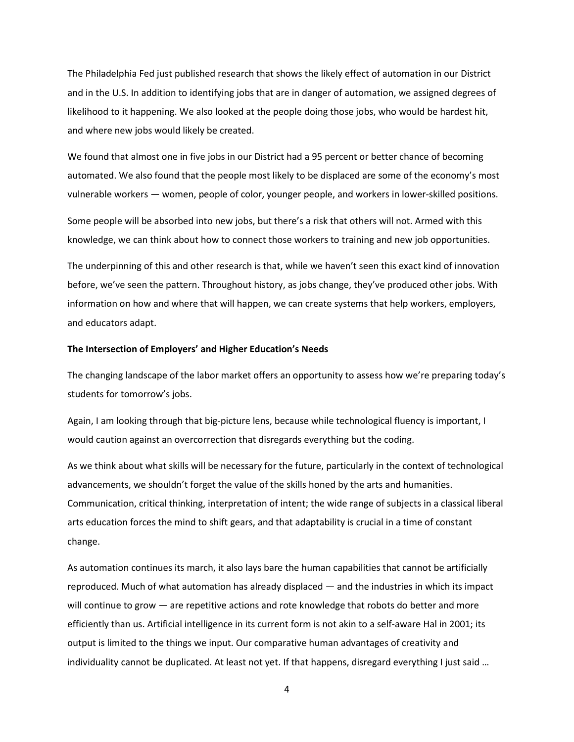The Philadelphia Fed just published research that shows the likely effect of automation in our District and in the U.S. In addition to identifying jobs that are in danger of automation, we assigned degrees of likelihood to it happening. We also looked at the people doing those jobs, who would be hardest hit, and where new jobs would likely be created.

We found that almost one in five jobs in our District had a 95 percent or better chance of becoming automated. We also found that the people most likely to be displaced are some of the economy's most vulnerable workers — women, people of color, younger people, and workers in lower-skilled positions.

Some people will be absorbed into new jobs, but there's a risk that others will not. Armed with this knowledge, we can think about how to connect those workers to training and new job opportunities.

The underpinning of this and other research is that, while we haven't seen this exact kind of innovation before, we've seen the pattern. Throughout history, as jobs change, they've produced other jobs. With information on how and where that will happen, we can create systems that help workers, employers, and educators adapt.

**The Intersection of Employers' and Higher Education's Needs**

The changing landscape of the labor market offers an opportunity to assess how we're preparing today's students for tomorrow's jobs.

Again, I am looking through that big-picture lens, because while technological fluency is important, I would caution against an overcorrection that disregards everything but the coding.

As we think about what skills will be necessary for the future, particularly in the context of technological advancements, we shouldn't forget the value of the skills honed by the arts and humanities. Communication, critical thinking, interpretation of intent; the wide range of subjects in a classical liberal arts education forces the mind to shift gears, and that adaptability is crucial in a time of constant change.

As automation continues its march, it also lays bare the human capabilities that cannot be artificially reproduced. Much of what automation has already displaced — and the industries in which its impact will continue to grow — are repetitive actions and rote knowledge that robots do better and more efficiently than us. Artificial intelligence in its current form is not akin to a self-aware Hal in 2001; its output is limited to the things we input. Our comparative human advantages of creativity and individuality cannot be duplicated. At least not yet. If that happens, disregard everything I just said …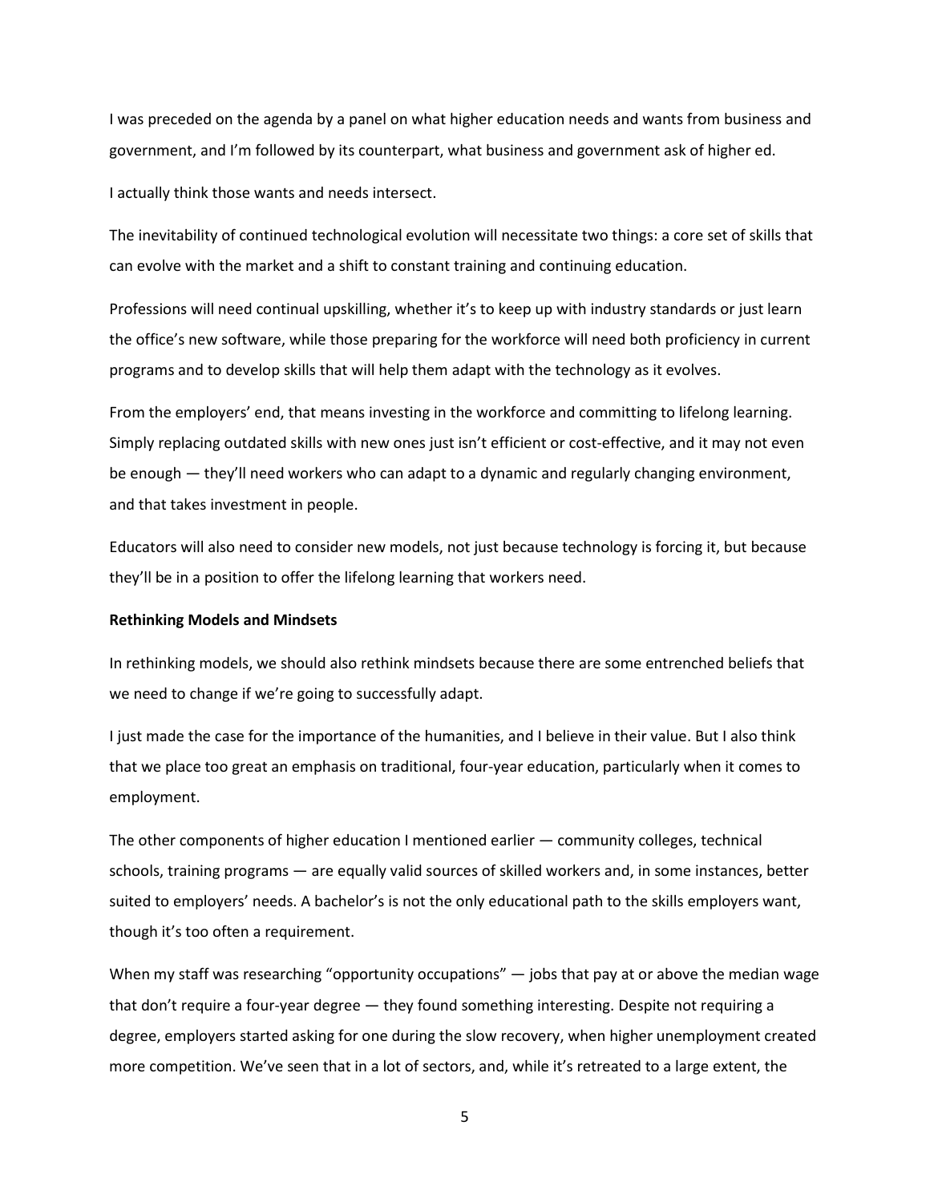I was preceded on the agenda by a panel on what higher education needs and wants from business and government, and I'm followed by its counterpart, what business and government ask of higher ed.

I actually think those wants and needs intersect.

The inevitability of continued technological evolution will necessitate two things: a core set of skills that can evolve with the market and a shift to constant training and continuing education.

Professions will need continual upskilling, whether it's to keep up with industry standards or just learn the office's new software, while those preparing for the workforce will need both proficiency in current programs and to develop skills that will help them adapt with the technology as it evolves.

From the employers' end, that means investing in the workforce and committing to lifelong learning. Simply replacing outdated skills with new ones just isn't efficient or cost-effective, and it may not even be enough — they'll need workers who can adapt to a dynamic and regularly changing environment, and that takes investment in people.

Educators will also need to consider new models, not just because technology is forcing it, but because they'll be in a position to offer the lifelong learning that workers need.

**Rethinking Models and Mindsets**

In rethinking models, we should also rethink mindsets because there are some entrenched beliefs that we need to change if we're going to successfully adapt.

I just made the case for the importance of the humanities, and I believe in their value. But I also think that we place too great an emphasis on traditional, four-year education, particularly when it comes to employment.

The other components of higher education I mentioned earlier — community colleges, technical schools, training programs — are equally valid sources of skilled workers and, in some instances, better suited to employers' needs. A bachelor's is not the only educational path to the skills employers want, though it's too often a requirement.

When my staff was researching "opportunity occupations" — jobs that pay at or above the median wage that don't require a four-year degree — they found something interesting. Despite not requiring a degree, employers started asking for one during the slow recovery, when higher unemployment created more competition. We've seen that in a lot of sectors, and, while it's retreated to a large extent, the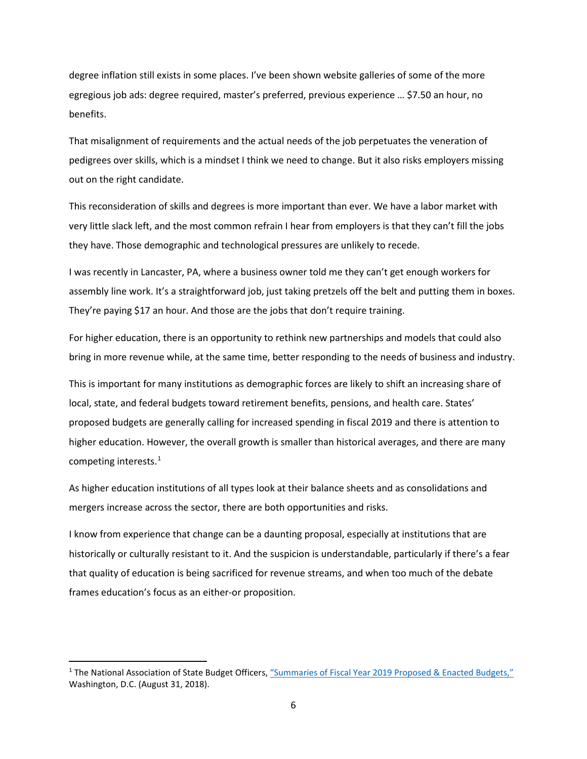degree inflation still exists in some places. I've been shown website galleries of some of the more egregious job ads: degree required, master's preferred, previous experience … $7.50 an hour, no benefits.

That misalignment of requirements and the actual needs of the job perpetuates the veneration of pedigrees over skills, which is a mindset I think we need to change. But it also risks employers missing out on the right candidate.

This reconsideration of skills and degrees is more important than ever. We have a labor market with very little slack left, and the most common refrain I hear from employers is that they can't fill the jobs they have. Those demographic and technological pressures are unlikely to recede.

I was recently in Lancaster, PA, where a business owner told me they can't get enough workers for assembly line work. It's a straightforward job, just taking pretzels off the belt and putting them in boxes. They're paying $17 an hour. And those are the jobs that don't require training.

For higher education, there is an opportunity to rethink new partnerships and models that could also bring in more revenue while, at the same time, better responding to the needs of business and industry.

This is important for many institutions as demographic forces are likely to shift an increasing share of local, state, and federal budgets toward retirement benefits, pensions, and health care. States' proposed budgets are generally calling for increased spending in fiscal 2019 and there is attention to higher education. However, the overall growth is smaller than historical averages, and there are many competing interests.[1]

As higher education institutions of all types look at their balance sheets and as consolidations and mergers increase across the sector, there are both opportunities and risks.

I know from experience that change can be a daunting proposal, especially at institutions that are historically or culturally resistant to it. And the suspicion is understandable, particularly if there's a fear that quality of education is being sacrificed for revenue streams, and when too much of the debate frames education's focus as an either-or proposition.

---

[1] The National Association of State Budget Officers, "Summaries of Fiscal Year 2019 Proposed & Enacted Budgets," Washington, D.C. (August 31, 2018).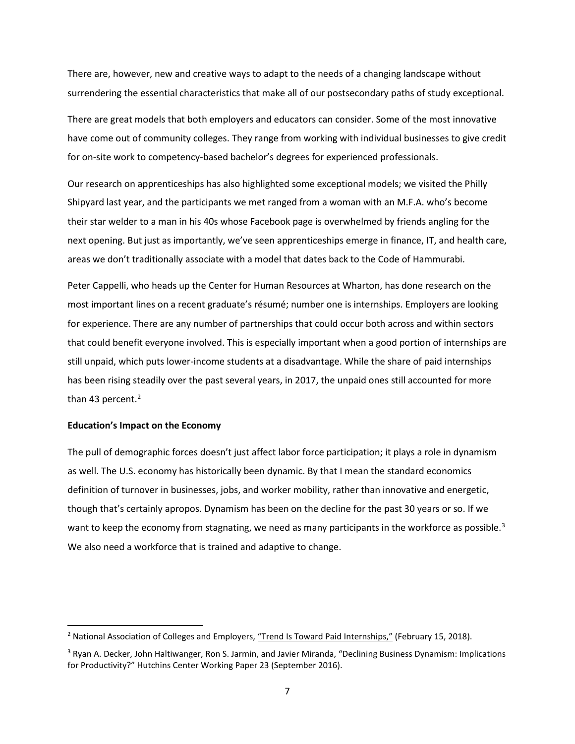There are, however, new and creative ways to adapt to the needs of a changing landscape without surrendering the essential characteristics that make all of our postsecondary paths of study exceptional.

There are great models that both employers and educators can consider. Some of the most innovative have come out of community colleges. They range from working with individual businesses to give credit for on-site work to competency-based bachelor's degrees for experienced professionals.

Our research on apprenticeships has also highlighted some exceptional models; we visited the Philly Shipyard last year, and the participants we met ranged from a woman with an M.F.A. who's become their star welder to a man in his 40s whose Facebook page is overwhelmed by friends angling for the next opening. But just as importantly, we've seen apprenticeships emerge in finance, IT, and health care, areas we don't traditionally associate with a model that dates back to the Code of Hammurabi.

Peter Cappelli, who heads up the Center for Human Resources at Wharton, has done research on the most important lines on a recent graduate's résumé; number one is internships. Employers are looking for experience. There are any number of partnerships that could occur both across and within sectors that could benefit everyone involved. This is especially important when a good portion of internships are still unpaid, which puts lower-income students at a disadvantage. While the share of paid internships has been rising steadily over the past several years, in 2017, the unpaid ones still accounted for more than 43 percent.[2]

**Education's Impact on the Economy**

The pull of demographic forces doesn't just affect labor force participation; it plays a role in dynamism as well. The U.S. economy has historically been dynamic. By that I mean the standard economics definition of turnover in businesses, jobs, and worker mobility, rather than innovative and energetic, though that's certainly apropos. Dynamism has been on the decline for the past 30 years or so. If we want to keep the economy from stagnating, we need as many participants in the workforce as possible.[3] We also need a workforce that is trained and adaptive to change.

---

[2] National Association of Colleges and Employers, "Trend Is Toward Paid Internships," (February 15, 2018).

[3] Ryan A. Decker, John Haltiwanger, Ron S. Jarmin, and Javier Miranda, "Declining Business Dynamism: Implications for Productivity?" Hutchins Center Working Paper 23 (September 2016).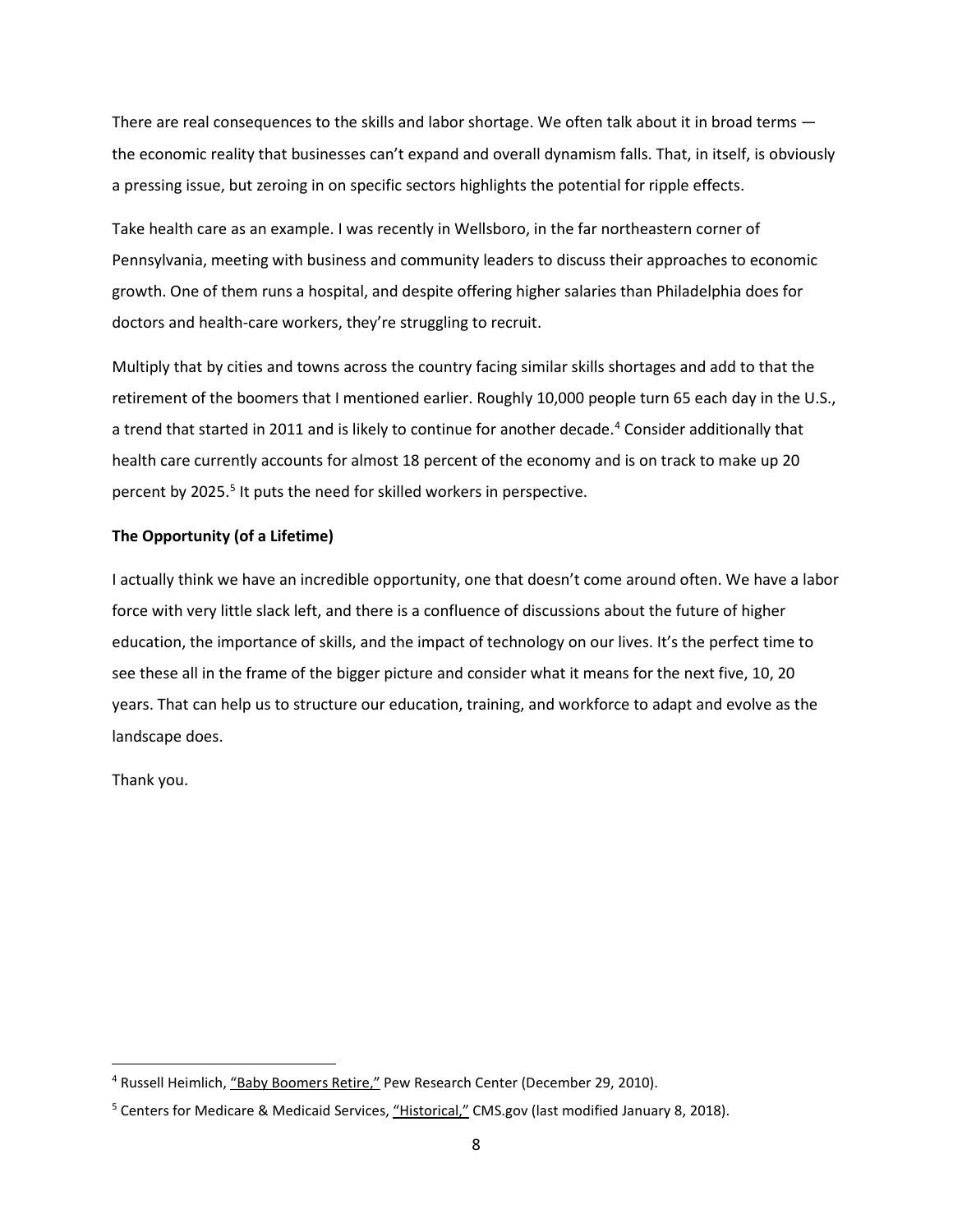There are real consequences to the skills and labor shortage. We often talk about it in broad terms — the economic reality that businesses can't expand and overall dynamism falls. That, in itself, is obviously a pressing issue, but zeroing in on specific sectors highlights the potential for ripple effects.

Take health care as an example. I was recently in Wellsboro, in the far northeastern corner of Pennsylvania, meeting with business and community leaders to discuss their approaches to economic growth. One of them runs a hospital, and despite offering higher salaries than Philadelphia does for doctors and health-care workers, they're struggling to recruit.

Multiply that by cities and towns across the country facing similar skills shortages and add to that the retirement of the boomers that I mentioned earlier. Roughly 10,000 people turn 65 each day in the U.S., a trend that started in 2011 and is likely to continue for another decade.[4] Consider additionally that health care currently accounts for almost 18 percent of the economy and is on track to make up 20 percent by 2025.[5] It puts the need for skilled workers in perspective.

**The Opportunity (of a Lifetime)**

I actually think we have an incredible opportunity, one that doesn't come around often. We have a labor force with very little slack left, and there is a confluence of discussions about the future of higher education, the importance of skills, and the impact of technology on our lives. It's the perfect time to see these all in the frame of the bigger picture and consider what it means for the next five, 10, 20 years. That can help us to structure our education, training, and workforce to adapt and evolve as the landscape does.

Thank you.

---

[4] Russell Heimlich, "Baby Boomers Retire," Pew Research Center (December 29, 2010).

[5] Centers for Medicare & Medicaid Services, "Historical," CMS.gov (last modified January 8, 2018).